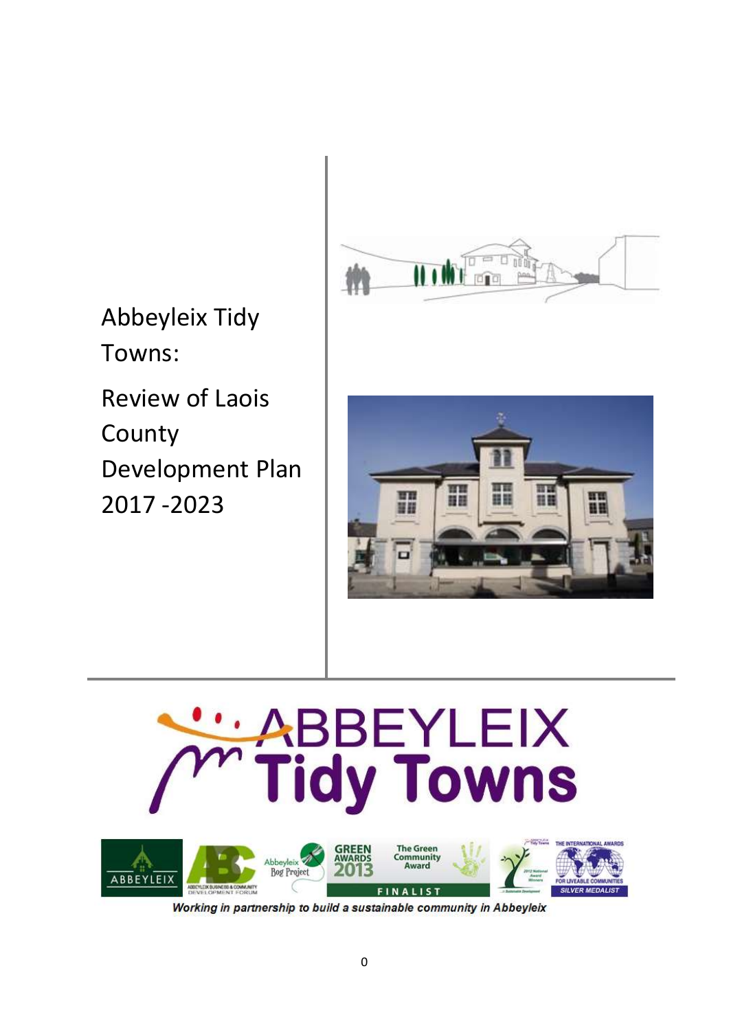# Abbeyleix Tidy Towns:

# Review of Laois County Development Plan 2017 -2023

ABBEYLEIX Tidy Towns

*Working in partnership to build a sustainable community in Abbeyleix*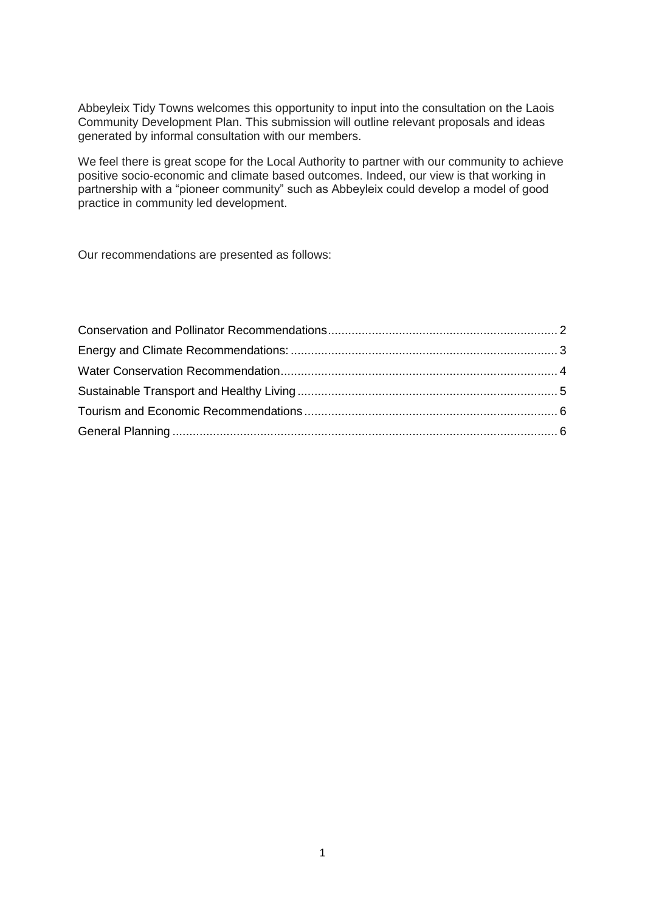Abbeyleix Tidy Towns welcomes this opportunity to input into the consultation on the Laois Community Development Plan. This submission will outline relevant proposals and ideas generated by informal consultation with our members.

We feel there is great scope for the Local Authority to partner with our community to achieve positive socio-economic and climate based outcomes. Indeed, our view is that working in partnership with a "pioneer community" such as Abbeyleix could develop a model of good practice in community led development.

Our recommendations are presented as follows:

- Conservation and Pollinator Recommendations ........ 2
- Energy and Climate Recommendations: ........ 3
- Water Conservation Recommendation ........ 4
- Sustainable Transport and Healthy Living ........ 5
- Tourism and Economic Recommendations ........ 6
- General Planning ........ 6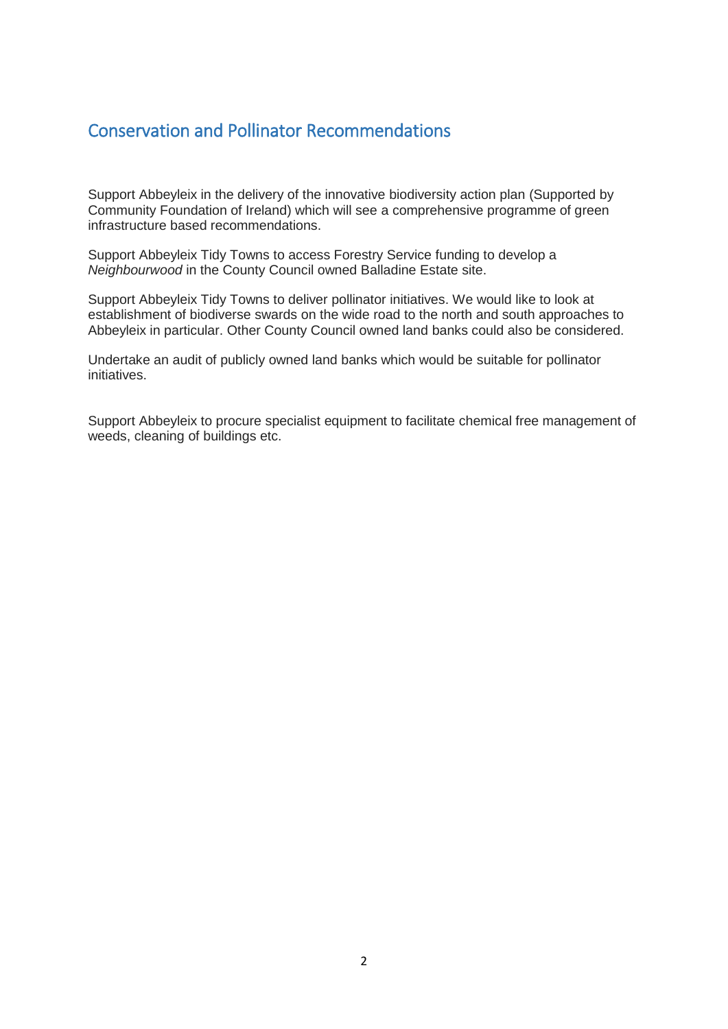## Conservation and Pollinator Recommendations

Support Abbeyleix in the delivery of the innovative biodiversity action plan (Supported by Community Foundation of Ireland) which will see a comprehensive programme of green infrastructure based recommendations.

Support Abbeyleix Tidy Towns to access Forestry Service funding to develop a *Neighbourwood* in the County Council owned Balladine Estate site.

Support Abbeyleix Tidy Towns to deliver pollinator initiatives. We would like to look at establishment of biodiverse swards on the wide road to the north and south approaches to Abbeyleix in particular. Other County Council owned land banks could also be considered.

Undertake an audit of publicly owned land banks which would be suitable for pollinator initiatives.

Support Abbeyleix to procure specialist equipment to facilitate chemical free management of weeds, cleaning of buildings etc.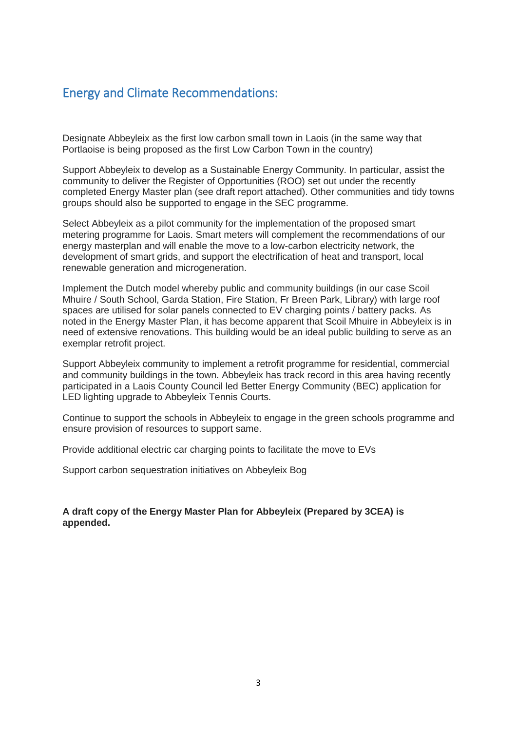## Energy and Climate Recommendations:

Designate Abbeyleix as the first low carbon small town in Laois (in the same way that Portlaoise is being proposed as the first Low Carbon Town in the country)

Support Abbeyleix to develop as a Sustainable Energy Community. In particular, assist the community to deliver the Register of Opportunities (ROO) set out under the recently completed Energy Master plan (see draft report attached). Other communities and tidy towns groups should also be supported to engage in the SEC programme.

Select Abbeyleix as a pilot community for the implementation of the proposed smart metering programme for Laois. Smart meters will complement the recommendations of our energy masterplan and will enable the move to a low-carbon electricity network, the development of smart grids, and support the electrification of heat and transport, local renewable generation and microgeneration.

Implement the Dutch model whereby public and community buildings (in our case Scoil Mhuire / South School, Garda Station, Fire Station, Fr Breen Park, Library) with large roof spaces are utilised for solar panels connected to EV charging points / battery packs. As noted in the Energy Master Plan, it has become apparent that Scoil Mhuire in Abbeyleix is in need of extensive renovations. This building would be an ideal public building to serve as an exemplar retrofit project.

Support Abbeyleix community to implement a retrofit programme for residential, commercial and community buildings in the town. Abbeyleix has track record in this area having recently participated in a Laois County Council led Better Energy Community (BEC) application for LED lighting upgrade to Abbeyleix Tennis Courts.

Continue to support the schools in Abbeyleix to engage in the green schools programme and ensure provision of resources to support same.

Provide additional electric car charging points to facilitate the move to EVs

Support carbon sequestration initiatives on Abbeyleix Bog

**A draft copy of the Energy Master Plan for Abbeyleix (Prepared by 3CEA) is appended.**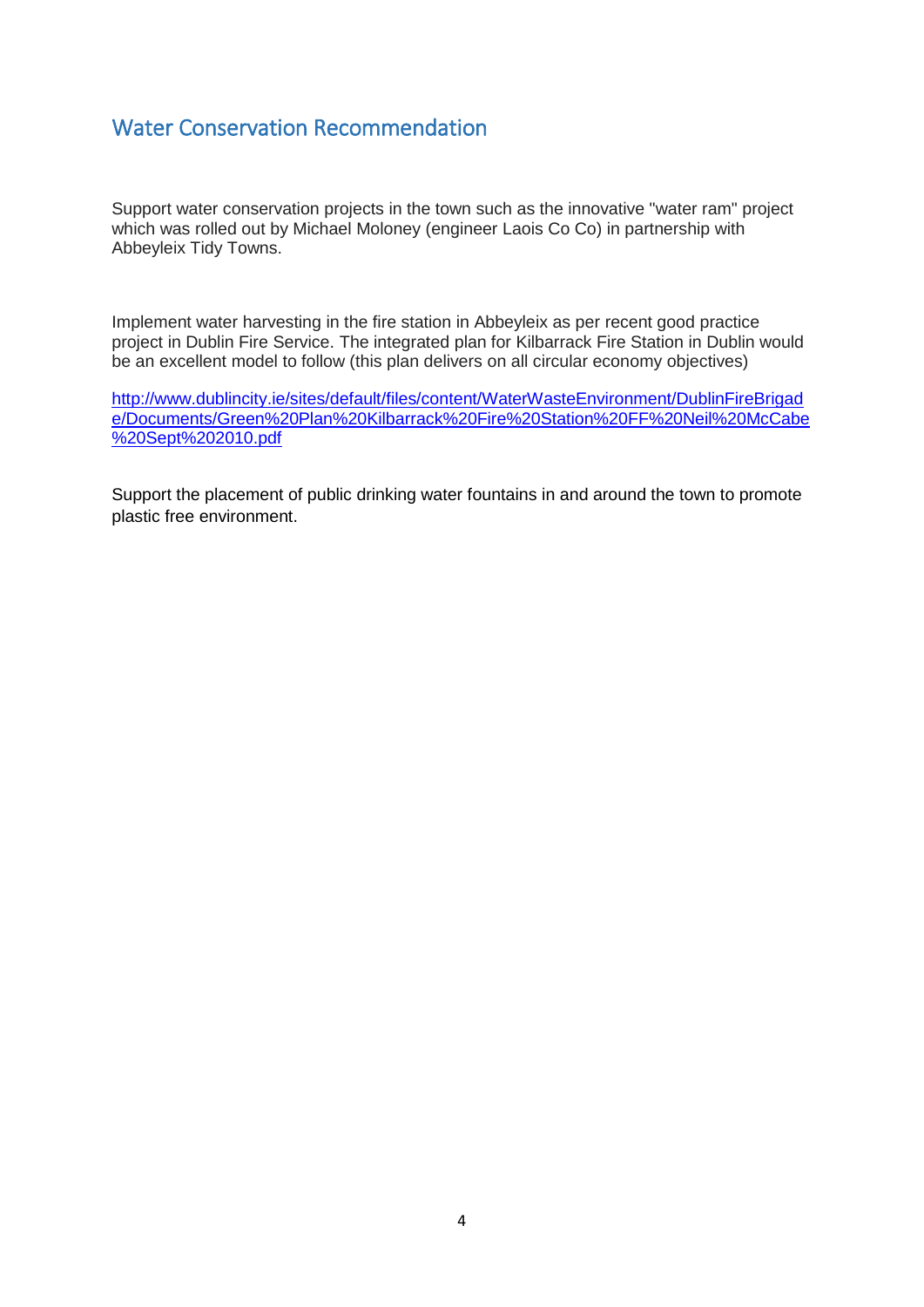## Water Conservation Recommendation

Support water conservation projects in the town such as the innovative "water ram" project which was rolled out by Michael Moloney (engineer Laois Co Co) in partnership with Abbeyleix Tidy Towns.

Implement water harvesting in the fire station in Abbeyleix as per recent good practice project in Dublin Fire Service. The integrated plan for Kilbarrack Fire Station in Dublin would be an excellent model to follow (this plan delivers on all circular economy objectives)

http://www.dublincity.ie/sites/default/files/content/WaterWasteEnvironment/DublinFireBrigade/Documents/Green%20Plan%20Kilbarrack%20Fire%20Station%20FF%20Neil%20McCabe%20Sept%202010.pdf

Support the placement of public drinking water fountains in and around the town to promote plastic free environment.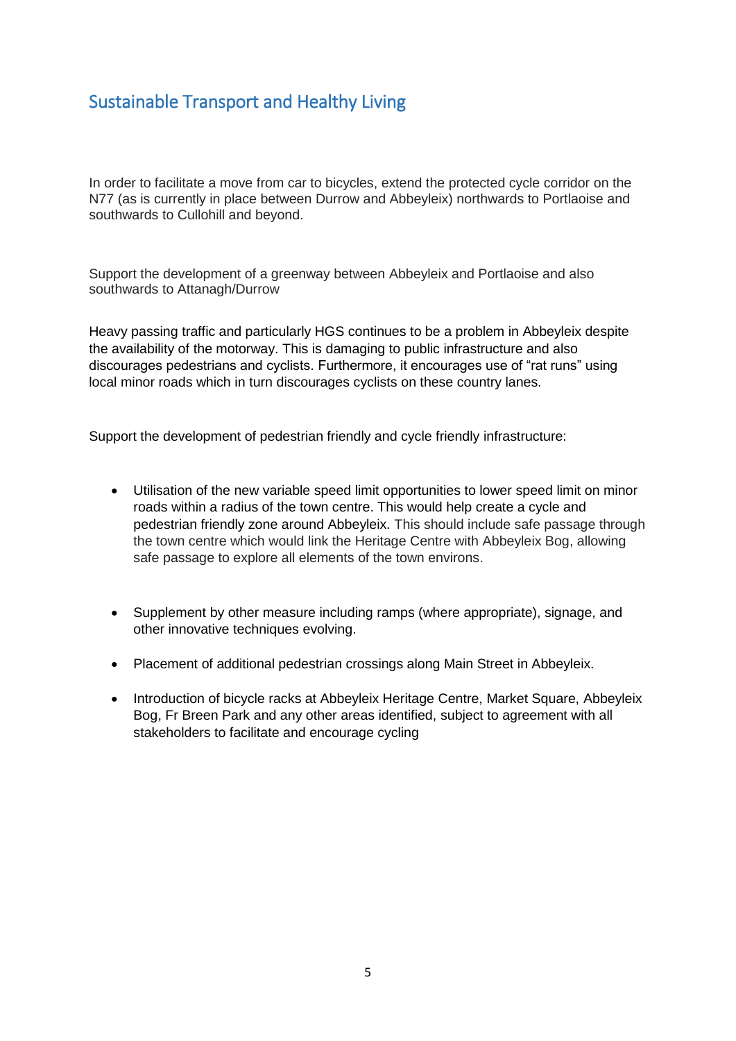## Sustainable Transport and Healthy Living

In order to facilitate a move from car to bicycles, extend the protected cycle corridor on the N77 (as is currently in place between Durrow and Abbeyleix) northwards to Portlaoise and southwards to Cullohill and beyond.

Support the development of a greenway between Abbeyleix and Portlaoise and also southwards to Attanagh/Durrow

Heavy passing traffic and particularly HGS continues to be a problem in Abbeyleix despite the availability of the motorway. This is damaging to public infrastructure and also discourages pedestrians and cyclists. Furthermore, it encourages use of "rat runs" using local minor roads which in turn discourages cyclists on these country lanes.

Support the development of pedestrian friendly and cycle friendly infrastructure:

- Utilisation of the new variable speed limit opportunities to lower speed limit on minor roads within a radius of the town centre. This would help create a cycle and pedestrian friendly zone around Abbeyleix. This should include safe passage through the town centre which would link the Heritage Centre with Abbeyleix Bog, allowing safe passage to explore all elements of the town environs.

- Supplement by other measure including ramps (where appropriate), signage, and other innovative techniques evolving.

- Placement of additional pedestrian crossings along Main Street in Abbeyleix.

- Introduction of bicycle racks at Abbeyleix Heritage Centre, Market Square, Abbeyleix Bog, Fr Breen Park and any other areas identified, subject to agreement with all stakeholders to facilitate and encourage cycling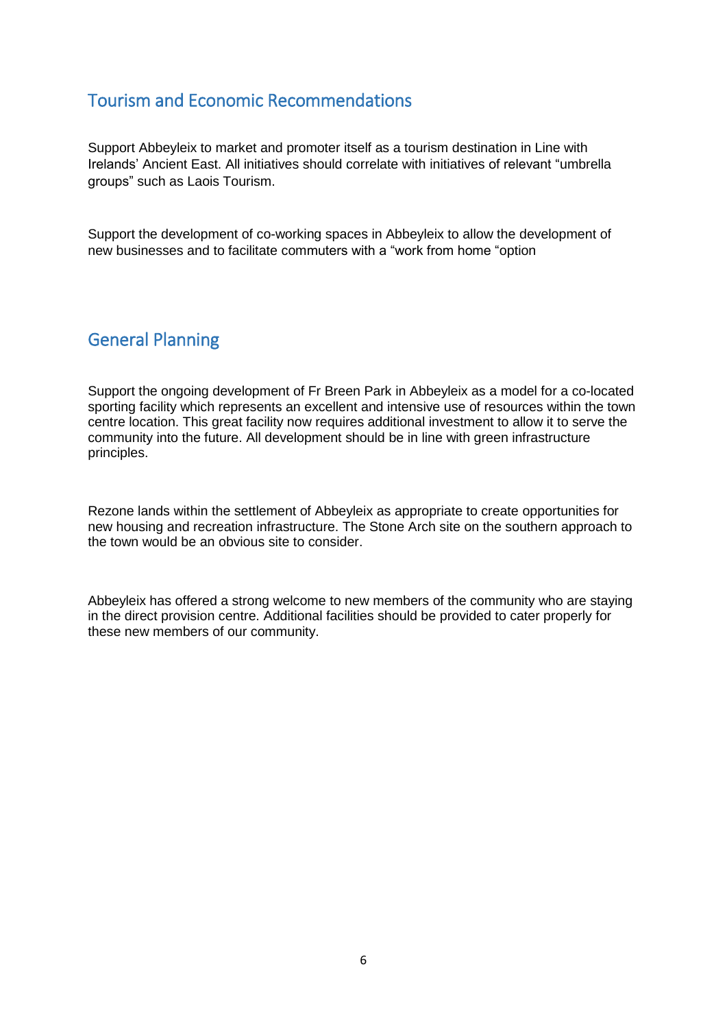## Tourism and Economic Recommendations

Support Abbeyleix to market and promoter itself as a tourism destination in Line with Irelands' Ancient East. All initiatives should correlate with initiatives of relevant "umbrella groups" such as Laois Tourism.

Support the development of co-working spaces in Abbeyleix to allow the development of new businesses and to facilitate commuters with a "work from home "option

## General Planning

Support the ongoing development of Fr Breen Park in Abbeyleix as a model for a co-located sporting facility which represents an excellent and intensive use of resources within the town centre location. This great facility now requires additional investment to allow it to serve the community into the future. All development should be in line with green infrastructure principles.

Rezone lands within the settlement of Abbeyleix as appropriate to create opportunities for new housing and recreation infrastructure. The Stone Arch site on the southern approach to the town would be an obvious site to consider.

Abbeyleix has offered a strong welcome to new members of the community who are staying in the direct provision centre. Additional facilities should be provided to cater properly for these new members of our community.